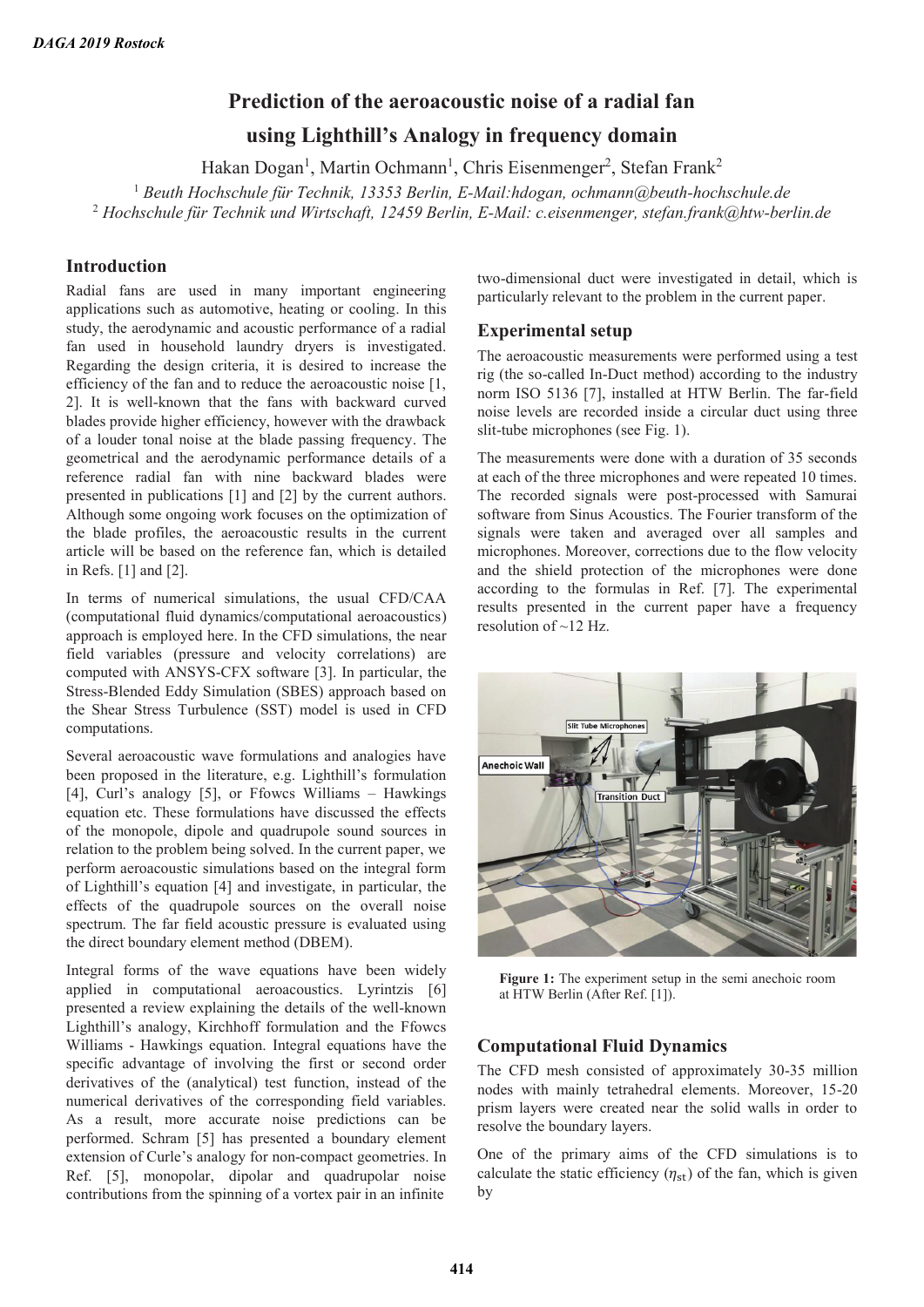# Prediction of the aeroacoustic noise of a radial fan using Lighthill's Analogy in frequency domain

Hakan Dogan[1], Martin Ochmann[1], Chris Eisenmenger[2], Stefan Frank[2]

[1] *Beuth Hochschule für Technik, 13353 Berlin, E-Mail:hdogan, ochmann@beuth-hochschule.de*
[2] *Hochschule für Technik und Wirtschaft, 12459 Berlin, E-Mail: c.eisenmenger, stefan.frank@htw-berlin.de*

## Introduction

Radial fans are used in many important engineering applications such as automotive, heating or cooling. In this study, the aerodynamic and acoustic performance of a radial fan used in household laundry dryers is investigated. Regarding the design criteria, it is desired to increase the efficiency of the fan and to reduce the aeroacoustic noise [1, 2]. It is well-known that the fans with backward curved blades provide higher efficiency, however with the drawback of a louder tonal noise at the blade passing frequency. The geometrical and the aerodynamic performance details of a reference radial fan with nine backward blades were presented in publications [1] and [2] by the current authors. Although some ongoing work focuses on the optimization of the blade profiles, the aeroacoustic results in the current article will be based on the reference fan, which is detailed in Refs. [1] and [2].

In terms of numerical simulations, the usual CFD/CAA (computational fluid dynamics/computational aeroacoustics) approach is employed here. In the CFD simulations, the near field variables (pressure and velocity correlations) are computed with ANSYS-CFX software [3]. In particular, the Stress-Blended Eddy Simulation (SBES) approach based on the Shear Stress Turbulence (SST) model is used in CFD computations.

Several aeroacoustic wave formulations and analogies have been proposed in the literature, e.g. Lighthill's formulation [4], Curl's analogy [5], or Ffowcs Williams – Hawkings equation etc. These formulations have discussed the effects of the monopole, dipole and quadrupole sound sources in relation to the problem being solved. In the current paper, we perform aeroacoustic simulations based on the integral form of Lighthill's equation [4] and investigate, in particular, the effects of the quadrupole sources on the overall noise spectrum. The far field acoustic pressure is evaluated using the direct boundary element method (DBEM).

Integral forms of the wave equations have been widely applied in computational aeroacoustics. Lyrintzis [6] presented a review explaining the details of the well-known Lighthill's analogy, Kirchhoff formulation and the Ffowcs Williams - Hawkings equation. Integral equations have the specific advantage of involving the first or second order derivatives of the (analytical) test function, instead of the numerical derivatives of the corresponding field variables. As a result, more accurate noise predictions can be performed. Schram [5] has presented a boundary element extension of Curle's analogy for non-compact geometries. In Ref. [5], monopolar, dipolar and quadrupolar noise contributions from the spinning of a vortex pair in an infinite two-dimensional duct were investigated in detail, which is particularly relevant to the problem in the current paper.

## Experimental setup

The aeroacoustic measurements were performed using a test rig (the so-called In-Duct method) according to the industry norm ISO 5136 [7], installed at HTW Berlin. The far-field noise levels are recorded inside a circular duct using three slit-tube microphones (see Fig. 1).

The measurements were done with a duration of 35 seconds at each of the three microphones and were repeated 10 times. The recorded signals were post-processed with Samurai software from Sinus Acoustics. The Fourier transform of the signals were taken and averaged over all samples and microphones. Moreover, corrections due to the flow velocity and the shield protection of the microphones were done according to the formulas in Ref. [7]. The experimental results presented in the current paper have a frequency resolution of ~12 Hz.

**Figure 1:** The experiment setup in the semi anechoic room at HTW Berlin (After Ref. [1]).

## Computational Fluid Dynamics

The CFD mesh consisted of approximately 30-35 million nodes with mainly tetrahedral elements. Moreover, 15-20 prism layers were created near the solid walls in order to resolve the boundary layers.

One of the primary aims of the CFD simulations is to calculate the static efficiency ($\eta_{st}$) of the fan, which is given by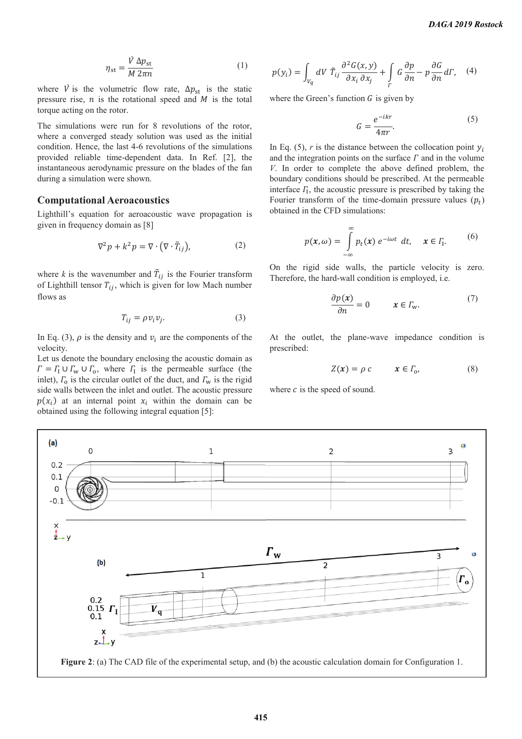$$\eta_{st} = \frac{\dot{V}\,\Delta p_{st}}{M\,2\pi n} \tag{1}$$

where $\dot{V}$ is the volumetric flow rate, $\Delta p_{st}$ is the static pressure rise, $n$ is the rotational speed and $M$ is the total torque acting on the rotor.

The simulations were run for 8 revolutions of the rotor, where a converged steady solution was used as the initial condition. Hence, the last 4-6 revolutions of the simulations provided reliable time-dependent data. In Ref. [2], the instantaneous aerodynamic pressure on the blades of the fan during a simulation were shown.

## Computational Aeroacoustics

Lighthill's equation for aeroacoustic wave propagation is given in frequency domain as [8]

$$\nabla^2 p + k^2 p = \nabla \cdot \left(\nabla \cdot \tilde{T}_{ij}\right), \tag{2}$$

where $k$ is the wavenumber and $\tilde{T}_{ij}$ is the Fourier transform of Lighthill tensor $T_{ij}$, which is given for low Mach number flows as

$$T_{ij} = \rho v_i v_j. \tag{3}$$

In Eq. (3), $\rho$ is the density and $v_i$ are the components of the velocity.
Let us denote the boundary enclosing the acoustic domain as $\Gamma = \Gamma_{\mathrm{I}} \cup \Gamma_{\mathrm{w}} \cup \Gamma_{\mathrm{o}}$, where $\Gamma_{\mathrm{I}}$ is the permeable surface (the inlet), $\Gamma_{\mathrm{o}}$ is the circular outlet of the duct, and $\Gamma_{\mathrm{w}}$ is the rigid side walls between the inlet and outlet. The acoustic pressure $p(x_i)$ at an internal point $x_i$ within the domain can be obtained using the following integral equation [5]:

$$p(y_i) = \int_{V_q} dV\; \tilde{T}_{ij} \frac{\partial^2 G(x,y)}{\partial x_i\, \partial x_j} + \int_{\Gamma} G\frac{\partial p}{\partial n} - p\frac{\partial G}{\partial n} d\Gamma, \tag{4}$$

where the Green's function $G$ is given by

$$G = \frac{e^{-ikr}}{4\pi r}. \tag{5}$$

In Eq. (5), $r$ is the distance between the collocation point $y_i$ and the integration points on the surface $\Gamma$ and in the volume $V$. In order to complete the above defined problem, the boundary conditions should be prescribed. At the permeable interface $\Gamma_{\mathrm{I}}$, the acoustic pressure is prescribed by taking the Fourier transform of the time-domain pressure values ($p_t$) obtained in the CFD simulations:

$$p(\boldsymbol{x}, \omega) = \int_{-\infty}^{\infty} p_t(\boldsymbol{x})\, e^{-i\omega t}\, dt, \quad \boldsymbol{x} \in \Gamma_{\mathrm{I}}. \tag{6}$$

On the rigid side walls, the particle velocity is zero. Therefore, the hard-wall condition is employed, i.e.

$$\frac{\partial p(\boldsymbol{x})}{\partial n} = 0 \qquad \boldsymbol{x} \in \Gamma_{\mathrm{w}}. \tag{7}$$

At the outlet, the plane-wave impedance condition is prescribed:

$$Z(\boldsymbol{x}) = \rho\, c \qquad \boldsymbol{x} \in \Gamma_{\mathrm{o}}, \tag{8}$$

where $c$ is the speed of sound.

**Figure 2**: (a) The CAD file of the experimental setup, and (b) the acoustic calculation domain for Configuration 1.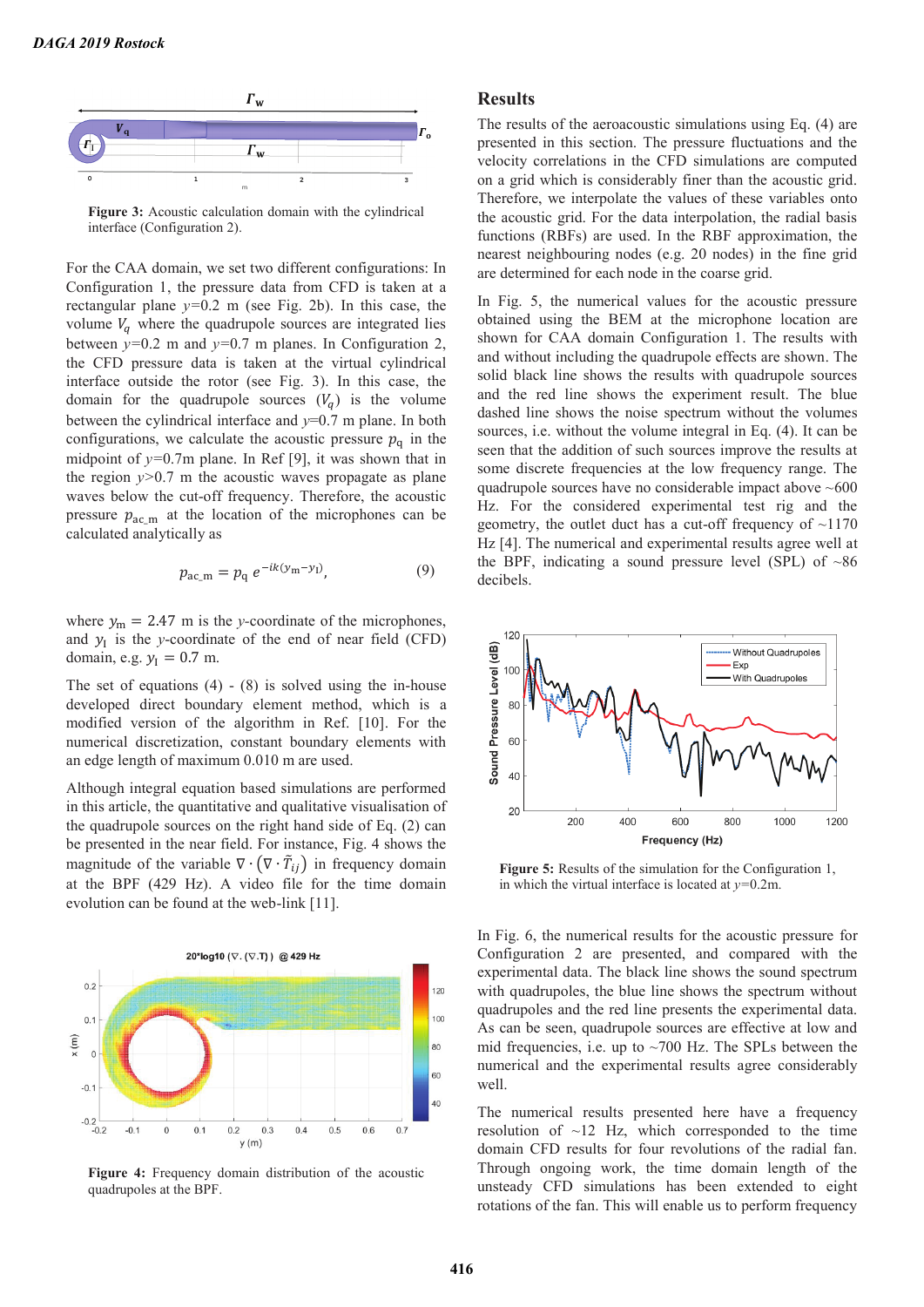Figure 3: Acoustic calculation domain with the cylindrical interface (Configuration 2).

For the CAA domain, we set two different configurations: In Configuration 1, the pressure data from CFD is taken at a rectangular plane $y$=0.2 m (see Fig. 2b). In this case, the volume $V_q$ where the quadrupole sources are integrated lies between $y$=0.2 m and $y$=0.7 m planes. In Configuration 2, the CFD pressure data is taken at the virtual cylindrical interface outside the rotor (see Fig. 3). In this case, the domain for the quadrupole sources ($V_q$) is the volume between the cylindrical interface and $y$=0.7 m plane. In both configurations, we calculate the acoustic pressure $p_q$ in the midpoint of $y$=0.7m plane. In Ref [9], it was shown that in the region $y$>0.7 m the acoustic waves propagate as plane waves below the cut-off frequency. Therefore, the acoustic pressure $p_{ac\_m}$ at the location of the microphones can be calculated analytically as

$$p_{ac\_m} = p_q \, e^{-ik(y_m - y_I)}, \tag{9}$$

where $y_m$ = 2.47 m is the $y$-coordinate of the microphones, and $y_I$ is the $y$-coordinate of the end of near field (CFD) domain, e.g. $y_I$ = 0.7 m.

The set of equations (4) - (8) is solved using the in-house developed direct boundary element method, which is a modified version of the algorithm in Ref. [10]. For the numerical discretization, constant boundary elements with an edge length of maximum 0.010 m are used.

Although integral equation based simulations are performed in this article, the quantitative and qualitative visualisation of the quadrupole sources on the right hand side of Eq. (2) can be presented in the near field. For instance, Fig. 4 shows the magnitude of the variable $\nabla \cdot (\nabla \cdot \tilde{T}_{ij})$ in frequency domain at the BPF (429 Hz). A video file for the time domain evolution can be found at the web-link [11].

Figure 4: Frequency domain distribution of the acoustic quadrupoles at the BPF.

## Results

The results of the aeroacoustic simulations using Eq. (4) are presented in this section. The pressure fluctuations and the velocity correlations in the CFD simulations are computed on a grid which is considerably finer than the acoustic grid. Therefore, we interpolate the values of these variables onto the acoustic grid. For the data interpolation, the radial basis functions (RBFs) are used. In the RBF approximation, the nearest neighbouring nodes (e.g. 20 nodes) in the fine grid are determined for each node in the coarse grid.

In Fig. 5, the numerical values for the acoustic pressure obtained using the BEM at the microphone location are shown for CAA domain Configuration 1. The results with and without including the quadrupole effects are shown. The solid black line shows the results with quadrupole sources and the red line shows the experiment result. The blue dashed line shows the noise spectrum without the volumes sources, i.e. without the volume integral in Eq. (4). It can be seen that the addition of such sources improve the results at some discrete frequencies at the low frequency range. The quadrupole sources have no considerable impact above ~600 Hz. For the considered experimental test rig and the geometry, the outlet duct has a cut-off frequency of ~1170 Hz [4]. The numerical and experimental results agree well at the BPF, indicating a sound pressure level (SPL) of ~86 decibels.

Figure 5: Results of the simulation for the Configuration 1, in which the virtual interface is located at $y$=0.2m.

In Fig. 6, the numerical results for the acoustic pressure for Configuration 2 are presented, and compared with the experimental data. The black line shows the sound spectrum with quadrupoles, the blue line shows the spectrum without quadrupoles and the red line presents the experimental data. As can be seen, quadrupole sources are effective at low and mid frequencies, i.e. up to ~700 Hz. The SPLs between the numerical and the experimental results agree considerably well.

The numerical results presented here have a frequency resolution of ~12 Hz, which corresponded to the time domain CFD results for four revolutions of the radial fan. Through ongoing work, the time domain length of the unsteady CFD simulations has been extended to eight rotations of the fan. This will enable us to perform frequency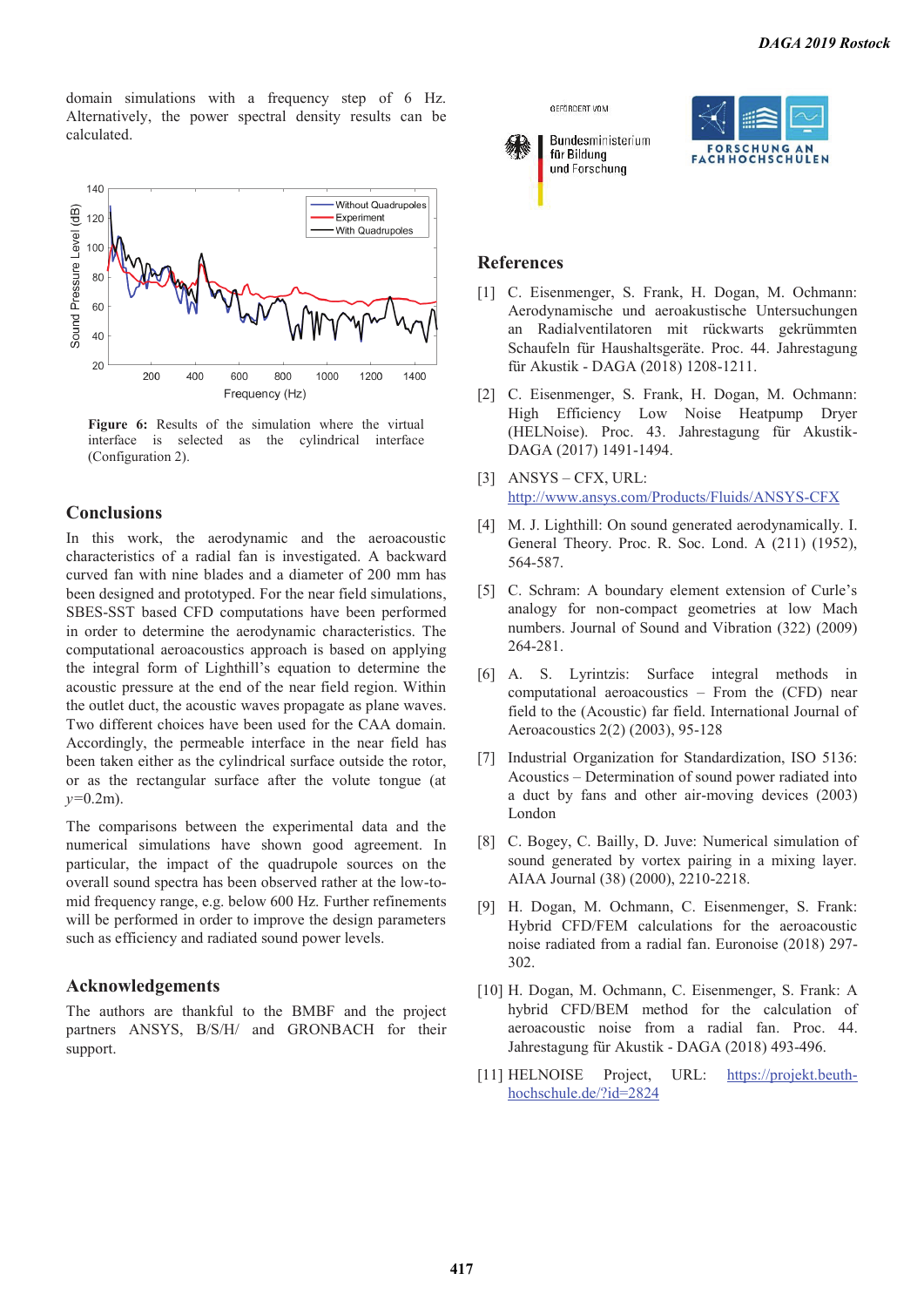domain simulations with a frequency step of 6 Hz. Alternatively, the power spectral density results can be calculated.

Sound Pressure Level (dB)
140
120
100
80
60
40
20
200 400 600 800 1000 1200 1400
Frequency (Hz)
Without Quadrupoles
Experiment
With Quadrupoles

**Figure 6:** Results of the simulation where the virtual interface is selected as the cylindrical interface (Configuration 2).

## Conclusions

In this work, the aerodynamic and the aeroacoustic characteristics of a radial fan is investigated. A backward curved fan with nine blades and a diameter of 200 mm has been designed and prototyped. For the near field simulations, SBES-SST based CFD computations have been performed in order to determine the aerodynamic characteristics. The computational aeroacoustics approach is based on applying the integral form of Lighthill's equation to determine the acoustic pressure at the end of the near field region. Within the outlet duct, the acoustic waves propagate as plane waves. Two different choices have been used for the CAA domain. Accordingly, the permeable interface in the near field has been taken either as the cylindrical surface outside the rotor, or as the rectangular surface after the volute tongue (at $y$=0.2m).

The comparisons between the experimental data and the numerical simulations have shown good agreement. In particular, the impact of the quadrupole sources on the overall sound spectra has been observed rather at the low-to-mid frequency range, e.g. below 600 Hz. Further refinements will be performed in order to improve the design parameters such as efficiency and radiated sound power levels.

## Acknowledgements

The authors are thankful to the BMBF and the project partners ANSYS, B/S/H/ and GRONBACH for their support.

GEFÖRDERT VOM

Bundesministerium für Bildung und Forschung

FORSCHUNG AN FACHHOCHSCHULEN

## References

[1] C. Eisenmenger, S. Frank, H. Dogan, M. Ochmann: Aerodynamische und aeroakustische Untersuchungen an Radialventilatoren mit rückwarts gekrümmten Schaufeln für Haushaltsgeräte. Proc. 44. Jahrestagung für Akustik - DAGA (2018) 1208-1211.

[2] C. Eisenmenger, S. Frank, H. Dogan, M. Ochmann: High Efficiency Low Noise Heatpump Dryer (HELNoise). Proc. 43. Jahrestagung für Akustik-DAGA (2017) 1491-1494.

[3] ANSYS – CFX, URL: http://www.ansys.com/Products/Fluids/ANSYS-CFX

[4] M. J. Lighthill: On sound generated aerodynamically. I. General Theory. Proc. R. Soc. Lond. A (211) (1952), 564-587.

[5] C. Schram: A boundary element extension of Curle's analogy for non-compact geometries at low Mach numbers. Journal of Sound and Vibration (322) (2009) 264-281.

[6] A. S. Lyrintzis: Surface integral methods in computational aeroacoustics – From the (CFD) near field to the (Acoustic) far field. International Journal of Aeroacoustics 2(2) (2003), 95-128

[7] Industrial Organization for Standardization, ISO 5136: Acoustics – Determination of sound power radiated into a duct by fans and other air-moving devices (2003) London

[8] C. Bogey, C. Bailly, D. Juve: Numerical simulation of sound generated by vortex pairing in a mixing layer. AIAA Journal (38) (2000), 2210-2218.

[9] H. Dogan, M. Ochmann, C. Eisenmenger, S. Frank: Hybrid CFD/FEM calculations for the aeroacoustic noise radiated from a radial fan. Euronoise (2018) 297-302.

[10] H. Dogan, M. Ochmann, C. Eisenmenger, S. Frank: A hybrid CFD/BEM method for the calculation of aeroacoustic noise from a radial fan. Proc. 44. Jahrestagung für Akustik - DAGA (2018) 493-496.

[11] HELNOISE Project, URL: https://projekt.beuth-hochschule.de/?id=2824